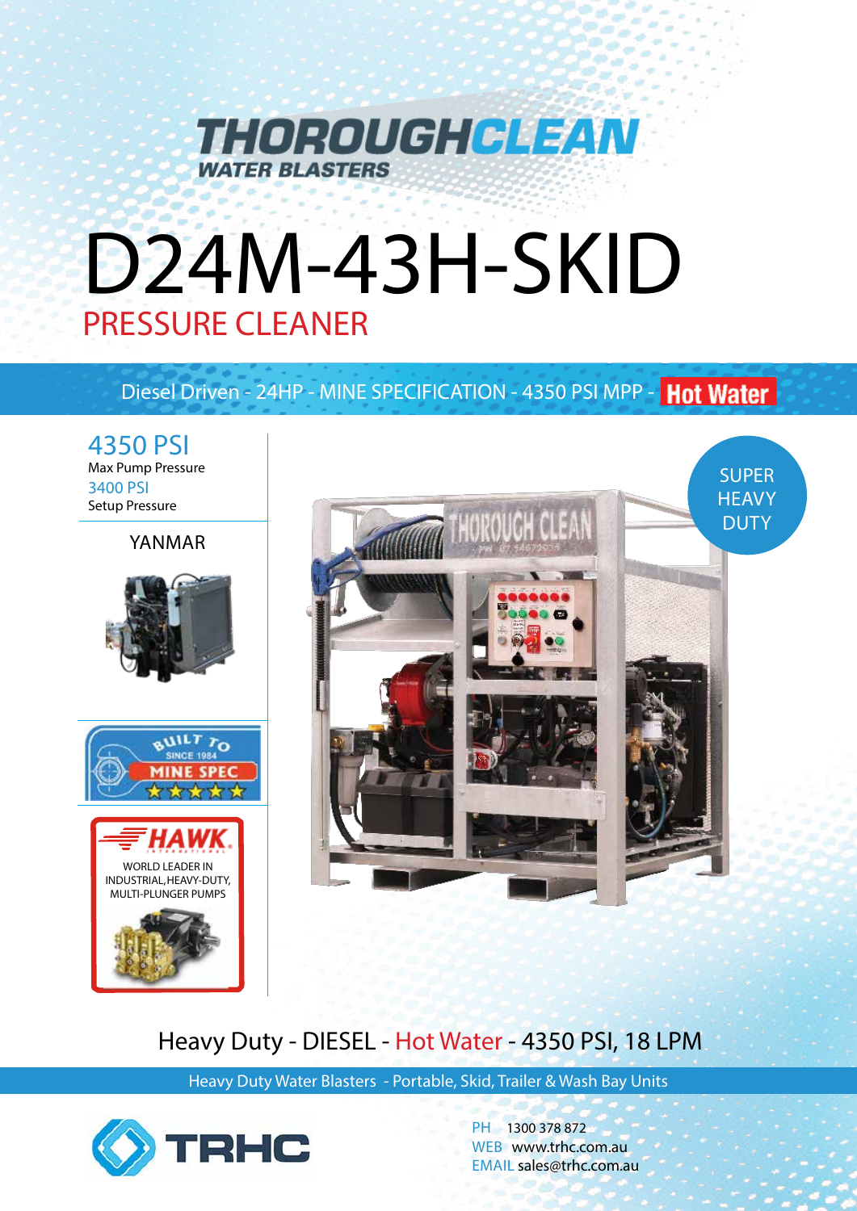THOROUGHCLEAN
WATER BLASTERS

# D24M-43H-SKID

## PRESSURE CLEANER

Diesel Driven - 24HP - MINE SPECIFICATION - 4350 PSI MPP - Hot Water

**4350 PSI**
Max Pump Pressure

**3400 PSI**
Setup Pressure

YANMAR

BUILT TO
SINCE 1984
MINE SPEC

HAWK INTERNATIONAL
WORLD LEADER IN INDUSTRIAL, HEAVY-DUTY, MULTI-PLUNGER PUMPS

SUPER HEAVY DUTY

## Heavy Duty - DIESEL - Hot Water - 4350 PSI, 18 LPM

Heavy Duty Water Blasters - Portable, Skid, Trailer & Wash Bay Units

TRHC

PH 1300 378 872
WEB www.trhc.com.au
EMAIL sales@trhc.com.au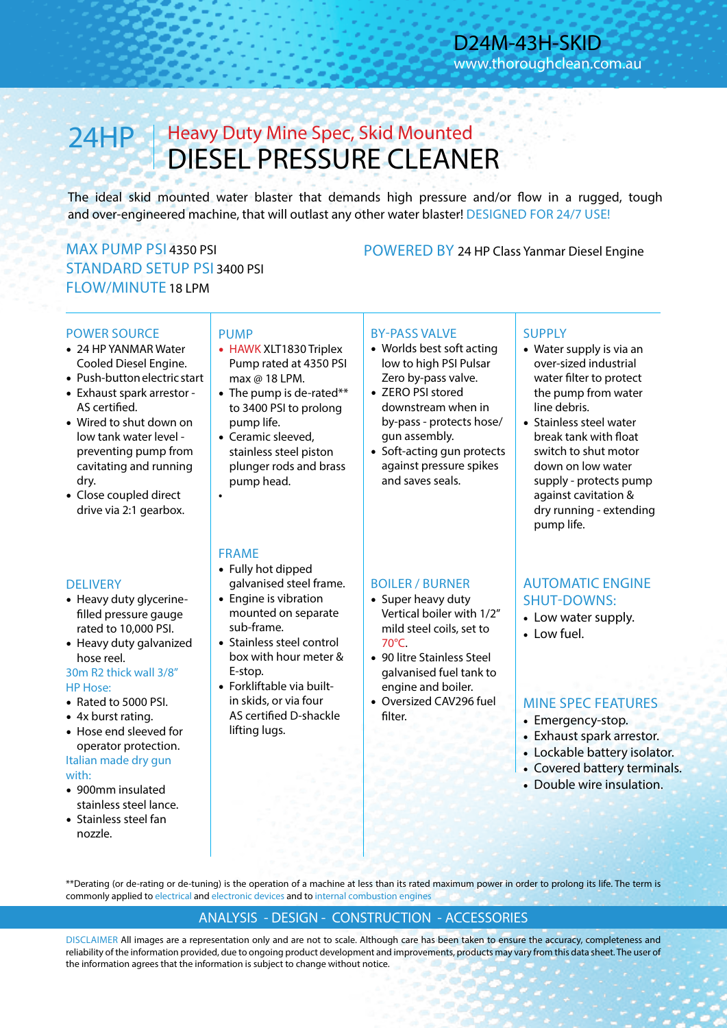D24M-43H-SKID
www.thoroughclean.com.au

# 24HP | Heavy Duty Mine Spec, Skid Mounted DIESEL PRESSURE CLEANER

The ideal skid mounted water blaster that demands high pressure and/or flow in a rugged, tough and over-engineered machine, that will outlast any other water blaster! DESIGNED FOR 24/7 USE!

MAX PUMP PSI 4350 PSI
STANDARD SETUP PSI 3400 PSI
FLOW/MINUTE 18 LPM

POWERED BY 24 HP Class Yanmar Diesel Engine

### POWER SOURCE

- 24 HP YANMAR Water Cooled Diesel Engine.
- Push-button electric start
- Exhaust spark arrestor - AS certified.
- Wired to shut down on low tank water level - preventing pump from cavitating and running dry.
- Close coupled direct drive via 2:1 gearbox.

### PUMP

- HAWK XLT1830 Triplex Pump rated at 4350 PSI max @ 18 LPM.
- The pump is de-rated** to 3400 PSI to prolong pump life.
- Ceramic sleeved, stainless steel piston plunger rods and brass pump head.

### BY-PASS VALVE

- Worlds best soft acting low to high PSI Pulsar Zero by-pass valve.
- ZERO PSI stored downstream when in by-pass - protects hose/gun assembly.
- Soft-acting gun protects against pressure spikes and saves seals.

### SUPPLY

- Water supply is via an over-sized industrial water filter to protect the pump from water line debris.
- Stainless steel water break tank with float switch to shut motor down on low water supply - protects pump against cavitation & dry running - extending pump life.

### DELIVERY

- Heavy duty glycerine-filled pressure gauge rated to 10,000 PSI.
- Heavy duty galvanized hose reel.

30m R2 thick wall 3/8" HP Hose:

- Rated to 5000 PSI.
- 4x burst rating.
- Hose end sleeved for operator protection.

Italian made dry gun with:

- 900mm insulated stainless steel lance.
- Stainless steel fan nozzle.

### FRAME

- Fully hot dipped galvanised steel frame.
- Engine is vibration mounted on separate sub-frame.
- Stainless steel control box with hour meter & E-stop.
- Forkliftable via built-in skids, or via four AS certified D-shackle lifting lugs.

### BOILER / BURNER

- Super heavy duty Vertical boiler with 1/2" mild steel coils, set to 70°C.
- 90 litre Stainless Steel galvanised fuel tank to engine and boiler.
- Oversized CAV296 fuel filter.

### AUTOMATIC ENGINE SHUT-DOWNS:

- Low water supply.
- Low fuel.

### MINE SPEC FEATURES

- Emergency-stop.
- Exhaust spark arrestor.
- Lockable battery isolator.
- Covered battery terminals.
- Double wire insulation.

**Derating (or de-rating or de-tuning) is the operation of a machine at less than its rated maximum power in order to prolong its life. The term is commonly applied to electrical and electronic devices and to internal combustion engines

ANALYSIS - DESIGN - CONSTRUCTION - ACCESSORIES

DISCLAIMER All images are a representation only and are not to scale. Although care has been taken to ensure the accuracy, completeness and reliability of the information provided, due to ongoing product development and improvements, products may vary from this data sheet. The user of the information agrees that the information is subject to change without notice.